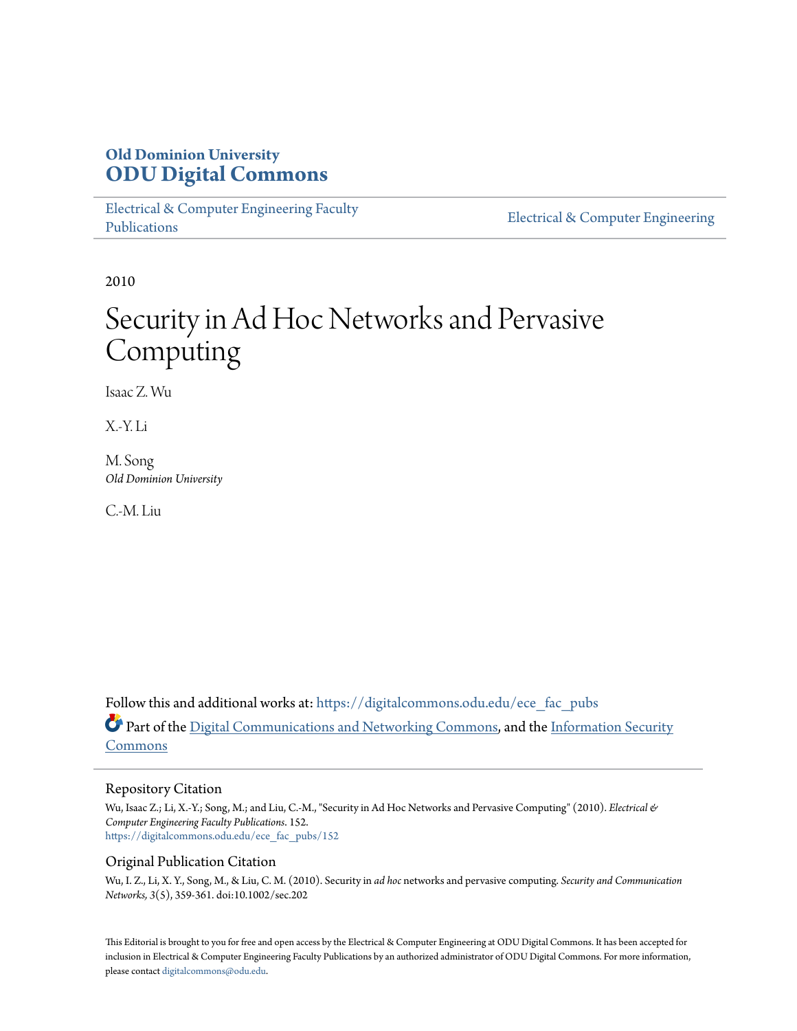**Old Dominion University**
# ODU Digital Commons

Electrical & Computer Engineering Faculty Publications | Electrical & Computer Engineering

2010

# Security in Ad Hoc Networks and Pervasive Computing

Isaac Z. Wu

X.-Y. Li

M. Song
*Old Dominion University*

C.-M. Liu

Follow this and additional works at: https://digitalcommons.odu.edu/ece_fac_pubs

Part of the Digital Communications and Networking Commons, and the Information Security Commons

## Repository Citation

Wu, Isaac Z.; Li, X.-Y.; Song, M.; and Liu, C.-M., "Security in Ad Hoc Networks and Pervasive Computing" (2010). *Electrical & Computer Engineering Faculty Publications*. 152.
https://digitalcommons.odu.edu/ece_fac_pubs/152

## Original Publication Citation

Wu, I. Z., Li, X. Y., Song, M., & Liu, C. M. (2010). Security in *ad hoc* networks and pervasive computing. *Security and Communication Networks, 3*(5), 359-361. doi:10.1002/sec.202

This Editorial is brought to you for free and open access by the Electrical & Computer Engineering at ODU Digital Commons. It has been accepted for inclusion in Electrical & Computer Engineering Faculty Publications by an authorized administrator of ODU Digital Commons. For more information, please contact digitalcommons@odu.edu.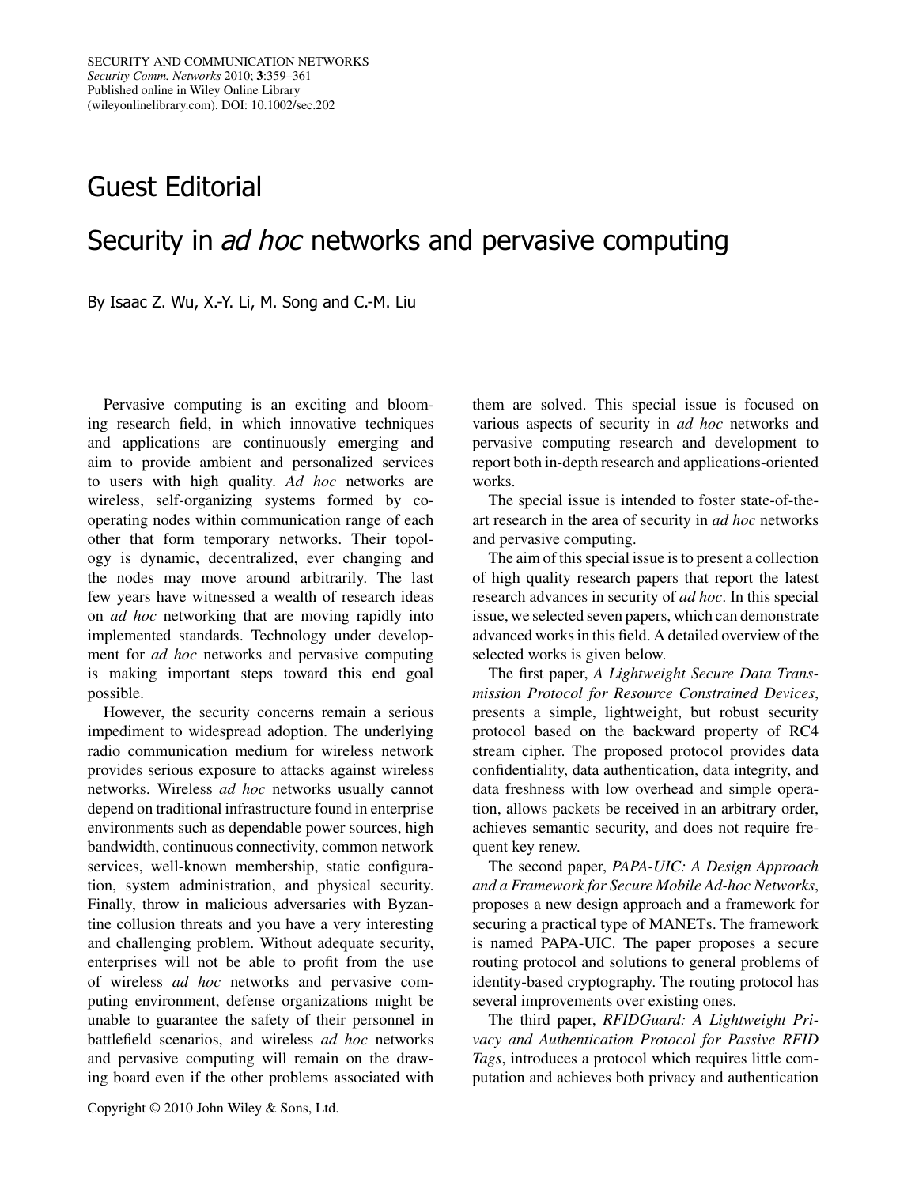# Guest Editorial

## Security in *ad hoc* networks and pervasive computing

By Isaac Z. Wu, X.-Y. Li, M. Song and C.-M. Liu

Pervasive computing is an exciting and blooming research field, in which innovative techniques and applications are continuously emerging and aim to provide ambient and personalized services to users with high quality. *Ad hoc* networks are wireless, self-organizing systems formed by co-operating nodes within communication range of each other that form temporary networks. Their topology is dynamic, decentralized, ever changing and the nodes may move around arbitrarily. The last few years have witnessed a wealth of research ideas on *ad hoc* networking that are moving rapidly into implemented standards. Technology under development for *ad hoc* networks and pervasive computing is making important steps toward this end goal possible.

However, the security concerns remain a serious impediment to widespread adoption. The underlying radio communication medium for wireless network provides serious exposure to attacks against wireless networks. Wireless *ad hoc* networks usually cannot depend on traditional infrastructure found in enterprise environments such as dependable power sources, high bandwidth, continuous connectivity, common network services, well-known membership, static configuration, system administration, and physical security. Finally, throw in malicious adversaries with Byzantine collusion threats and you have a very interesting and challenging problem. Without adequate security, enterprises will not be able to profit from the use of wireless *ad hoc* networks and pervasive computing environment, defense organizations might be unable to guarantee the safety of their personnel in battlefield scenarios, and wireless *ad hoc* networks and pervasive computing will remain on the drawing board even if the other problems associated with them are solved. This special issue is focused on various aspects of security in *ad hoc* networks and pervasive computing research and development to report both in-depth research and applications-oriented works.

The special issue is intended to foster state-of-the-art research in the area of security in *ad hoc* networks and pervasive computing.

The aim of this special issue is to present a collection of high quality research papers that report the latest research advances in security of *ad hoc*. In this special issue, we selected seven papers, which can demonstrate advanced works in this field. A detailed overview of the selected works is given below.

The first paper, *A Lightweight Secure Data Transmission Protocol for Resource Constrained Devices*, presents a simple, lightweight, but robust security protocol based on the backward property of RC4 stream cipher. The proposed protocol provides data confidentiality, data authentication, data integrity, and data freshness with low overhead and simple operation, allows packets be received in an arbitrary order, achieves semantic security, and does not require frequent key renew.

The second paper, *PAPA-UIC: A Design Approach and a Framework for Secure Mobile Ad-hoc Networks*, proposes a new design approach and a framework for securing a practical type of MANETs. The framework is named PAPA-UIC. The paper proposes a secure routing protocol and solutions to general problems of identity-based cryptography. The routing protocol has several improvements over existing ones.

The third paper, *RFIDGuard: A Lightweight Privacy and Authentication Protocol for Passive RFID Tags*, introduces a protocol which requires little computation and achieves both privacy and authentication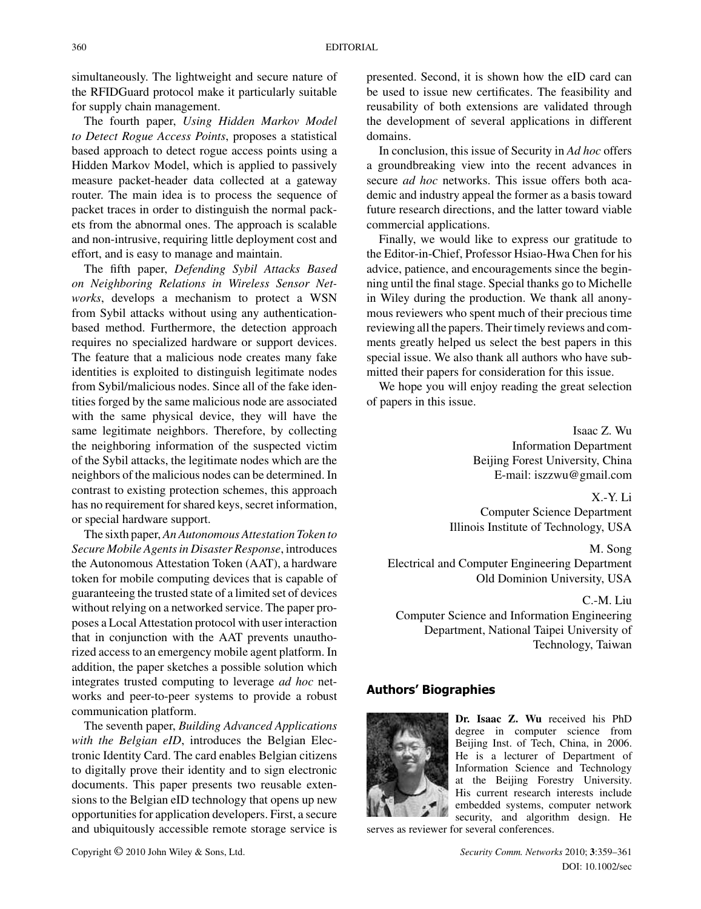simultaneously. The lightweight and secure nature of the RFIDGuard protocol make it particularly suitable for supply chain management.

The fourth paper, *Using Hidden Markov Model to Detect Rogue Access Points*, proposes a statistical based approach to detect rogue access points using a Hidden Markov Model, which is applied to passively measure packet-header data collected at a gateway router. The main idea is to process the sequence of packet traces in order to distinguish the normal packets from the abnormal ones. The approach is scalable and non-intrusive, requiring little deployment cost and effort, and is easy to manage and maintain.

The fifth paper, *Defending Sybil Attacks Based on Neighboring Relations in Wireless Sensor Networks*, develops a mechanism to protect a WSN from Sybil attacks without using any authentication-based method. Furthermore, the detection approach requires no specialized hardware or support devices. The feature that a malicious node creates many fake identities is exploited to distinguish legitimate nodes from Sybil/malicious nodes. Since all of the fake identities forged by the same malicious node are associated with the same physical device, they will have the same legitimate neighbors. Therefore, by collecting the neighboring information of the suspected victim of the Sybil attacks, the legitimate nodes which are the neighbors of the malicious nodes can be determined. In contrast to existing protection schemes, this approach has no requirement for shared keys, secret information, or special hardware support.

The sixth paper, *An Autonomous Attestation Token to Secure Mobile Agents in Disaster Response*, introduces the Autonomous Attestation Token (AAT), a hardware token for mobile computing devices that is capable of guaranteeing the trusted state of a limited set of devices without relying on a networked service. The paper proposes a Local Attestation protocol with user interaction that in conjunction with the AAT prevents unauthorized access to an emergency mobile agent platform. In addition, the paper sketches a possible solution which integrates trusted computing to leverage *ad hoc* networks and peer-to-peer systems to provide a robust communication platform.

The seventh paper, *Building Advanced Applications with the Belgian eID*, introduces the Belgian Electronic Identity Card. The card enables Belgian citizens to digitally prove their identity and to sign electronic documents. This paper presents two reusable extensions to the Belgian eID technology that opens up new opportunities for application developers. First, a secure and ubiquitously accessible remote storage service is presented. Second, it is shown how the eID card can be used to issue new certificates. The feasibility and reusability of both extensions are validated through the development of several applications in different domains.

In conclusion, this issue of Security in *Ad hoc* offers a groundbreaking view into the recent advances in secure *ad hoc* networks. This issue offers both academic and industry appeal the former as a basis toward future research directions, and the latter toward viable commercial applications.

Finally, we would like to express our gratitude to the Editor-in-Chief, Professor Hsiao-Hwa Chen for his advice, patience, and encouragements since the beginning until the final stage. Special thanks go to Michelle in Wiley during the production. We thank all anonymous reviewers who spent much of their precious time reviewing all the papers. Their timely reviews and comments greatly helped us select the best papers in this special issue. We also thank all authors who have submitted their papers for consideration for this issue.

We hope you will enjoy reading the great selection of papers in this issue.

Isaac Z. Wu
Information Department
Beijing Forest University, China
E-mail: iszzwu@gmail.com

X.-Y. Li
Computer Science Department
Illinois Institute of Technology, USA

M. Song
Electrical and Computer Engineering Department
Old Dominion University, USA

C.-M. Liu
Computer Science and Information Engineering
Department, National Taipei University of
Technology, Taiwan

## Authors' Biographies

**Dr. Isaac Z. Wu** received his PhD degree in computer science from Beijing Inst. of Tech, China, in 2006. He is a lecturer of Department of Information Science and Technology at the Beijing Forestry University. His current research interests include embedded systems, computer network security, and algorithm design. He serves as reviewer for several conferences.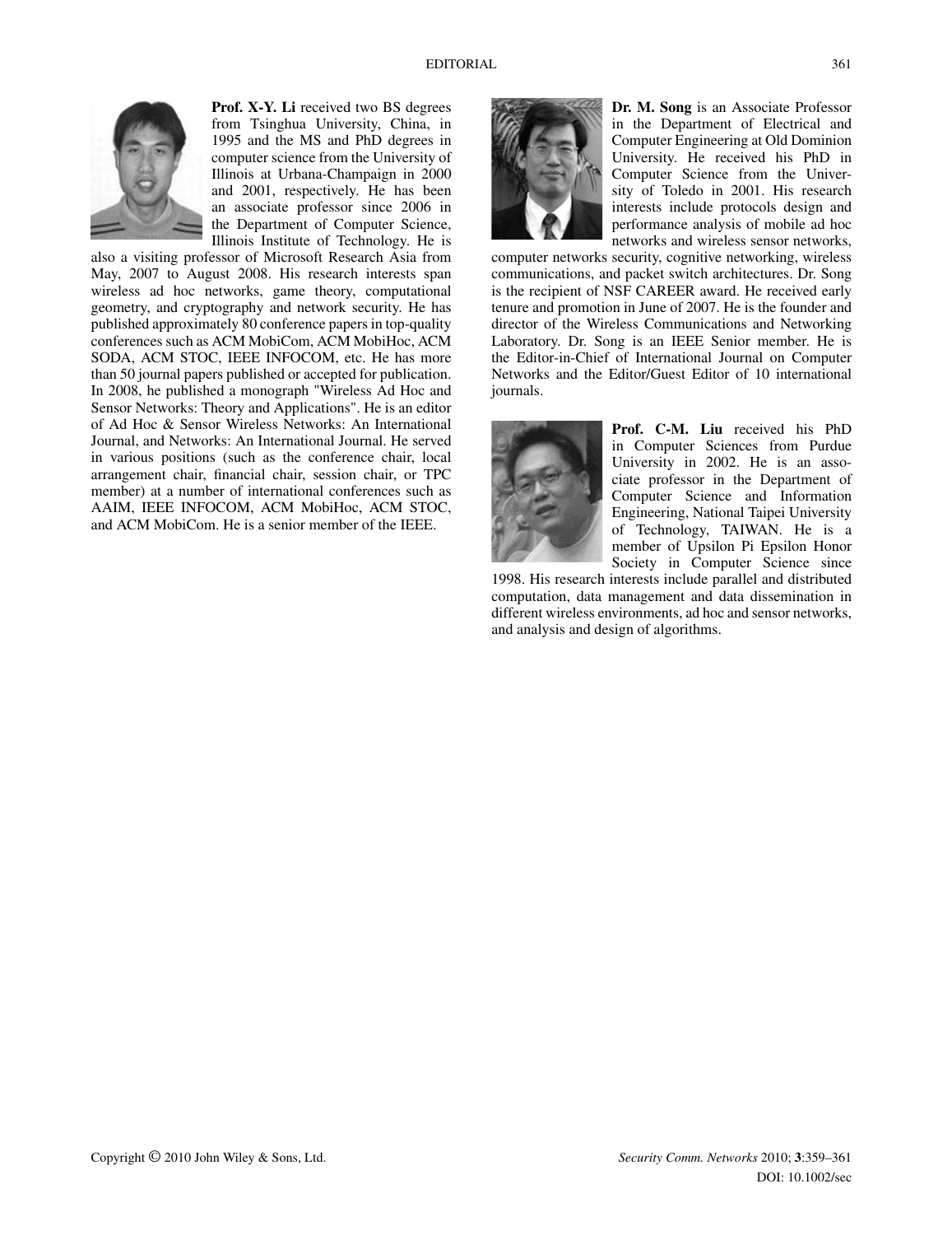**Prof. X-Y. Li** received two BS degrees from Tsinghua University, China, in 1995 and the MS and PhD degrees in computer science from the University of Illinois at Urbana-Champaign in 2000 and 2001, respectively. He has been an associate professor since 2006 in the Department of Computer Science, Illinois Institute of Technology. He is also a visiting professor of Microsoft Research Asia from May, 2007 to August 2008. His research interests span wireless ad hoc networks, game theory, computational geometry, and cryptography and network security. He has published approximately 80 conference papers in top-quality conferences such as ACM MobiCom, ACM MobiHoc, ACM SODA, ACM STOC, IEEE INFOCOM, etc. He has more than 50 journal papers published or accepted for publication. In 2008, he published a monograph "Wireless Ad Hoc and Sensor Networks: Theory and Applications". He is an editor of Ad Hoc & Sensor Wireless Networks: An International Journal, and Networks: An International Journal. He served in various positions (such as the conference chair, local arrangement chair, financial chair, session chair, or TPC member) at a number of international conferences such as AAIM, IEEE INFOCOM, ACM MobiHoc, ACM STOC, and ACM MobiCom. He is a senior member of the IEEE.

**Dr. M. Song** is an Associate Professor in the Department of Electrical and Computer Engineering at Old Dominion University. He received his PhD in Computer Science from the University of Toledo in 2001. His research interests include protocols design and performance analysis of mobile ad hoc networks and wireless sensor networks, computer networks security, cognitive networking, wireless communications, and packet switch architectures. Dr. Song is the recipient of NSF CAREER award. He received early tenure and promotion in June of 2007. He is the founder and director of the Wireless Communications and Networking Laboratory. Dr. Song is an IEEE Senior member. He is the Editor-in-Chief of International Journal on Computer Networks and the Editor/Guest Editor of 10 international journals.

**Prof. C-M. Liu** received his PhD in Computer Sciences from Purdue University in 2002. He is an associate professor in the Department of Computer Science and Information Engineering, National Taipei University of Technology, TAIWAN. He is a member of Upsilon Pi Epsilon Honor Society in Computer Science since 1998. His research interests include parallel and distributed computation, data management and data dissemination in different wireless environments, ad hoc and sensor networks, and analysis and design of algorithms.